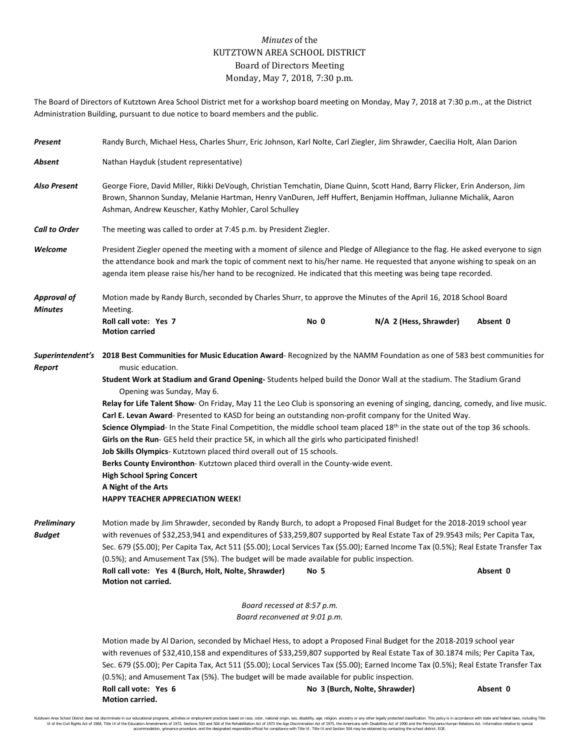# *Minutes* of the
# KUTZTOWN AREA SCHOOL DISTRICT
## Board of Directors Meeting
## Monday, May 7, 2018, 7:30 p.m.

The Board of Directors of Kutztown Area School District met for a workshop board meeting on Monday, May 7, 2018 at 7:30 p.m., at the District Administration Building, pursuant to due notice to board members and the public.

***Present*** Randy Burch, Michael Hess, Charles Shurr, Eric Johnson, Karl Nolte, Carl Ziegler, Jim Shrawder, Caecilia Holt, Alan Darion

***Absent*** Nathan Hayduk (student representative)

***Also Present*** George Fiore, David Miller, Rikki DeVough, Christian Temchatin, Diane Quinn, Scott Hand, Barry Flicker, Erin Anderson, Jim Brown, Shannon Sunday, Melanie Hartman, Henry VanDuren, Jeff Huffert, Benjamin Hoffman, Julianne Michalik, Aaron Ashman, Andrew Keuscher, Kathy Mohler, Carol Schulley

***Call to Order*** The meeting was called to order at 7:45 p.m. by President Ziegler.

***Welcome*** President Ziegler opened the meeting with a moment of silence and Pledge of Allegiance to the flag. He asked everyone to sign the attendance book and mark the topic of comment next to his/her name. He requested that anyone wishing to speak on an agenda item please raise his/her hand to be recognized. He indicated that this meeting was being tape recorded.

***Approval of Minutes*** Motion made by Randy Burch, seconded by Charles Shurr, to approve the Minutes of the April 16, 2018 School Board Meeting.

**Roll call vote: Yes 7** **No 0** **N/A 2 (Hess, Shrawder)** **Absent 0**
**Motion carried**

***Superintendent's Report***

**2018 Best Communities for Music Education Award**- Recognized by the NAMM Foundation as one of 583 best communities for music education.

**Student Work at Stadium and Grand Opening-** Students helped build the Donor Wall at the stadium. The Stadium Grand Opening was Sunday, May 6.

**Relay for Life Talent Show**- On Friday, May 11 the Leo Club is sponsoring an evening of singing, dancing, comedy, and live music.

**Carl E. Levan Award**- Presented to KASD for being an outstanding non-profit company for the United Way.

**Science Olympiad**- In the State Final Competition, the middle school team placed 18th in the state out of the top 36 schools.

**Girls on the Run**- GES held their practice 5K, in which all the girls who participated finished!

**Job Skills Olympics**- Kutztown placed third overall out of 15 schools.

**Berks County Environthon**- Kutztown placed third overall in the County-wide event.

**High School Spring Concert**

**A Night of the Arts**

**HAPPY TEACHER APPRECIATION WEEK!**

***Preliminary Budget*** Motion made by Jim Shrawder, seconded by Randy Burch, to adopt a Proposed Final Budget for the 2018-2019 school year with revenues of $32,253,941 and expenditures of $33,259,807 supported by Real Estate Tax of 29.9543 mils; Per Capita Tax, Sec. 679 ($5.00); Per Capita Tax, Act 511 ($5.00); Local Services Tax ($5.00); Earned Income Tax (0.5%); Real Estate Transfer Tax (0.5%); and Amusement Tax (5%). The budget will be made available for public inspection.

**Roll call vote: Yes 4 (Burch, Holt, Nolte, Shrawder)** **No 5** **Absent 0**
**Motion not carried.**

*Board recessed at 8:57 p.m.*
*Board reconvened at 9:01 p.m.*

Motion made by Al Darion, seconded by Michael Hess, to adopt a Proposed Final Budget for the 2018-2019 school year with revenues of $32,410,158 and expenditures of $33,259,807 supported by Real Estate Tax of 30.1874 mils; Per Capita Tax, Sec. 679 ($5.00); Per Capita Tax, Act 511 ($5.00); Local Services Tax ($5.00); Earned Income Tax (0.5%); Real Estate Transfer Tax (0.5%); and Amusement Tax (5%). The budget will be made available for public inspection.

**Roll call vote: Yes 6** **No 3 (Burch, Nolte, Shrawder)** **Absent 0**
**Motion carried.**

Kutztown Area School District does not discriminate in our educational programs, activities or employment practices based on race, color, national origin, sex, disability, age, religion, ancestry or any other legally protected classification. This policy is in accordance with state and federal laws, including Title VI of the Civil Rights Act of 1964, Title IX of the Education Amendments of 1972, Sections 503 and 504 of the Rehabilitation Act of 1973 the Age Discrimination Act of 1975, the Americans with Disabilities Act of 1990 and the Pennsylvania Human Relations Act. Information relative to special accommodation, grievance procedure, and the designated responsible official for compliance with Title VI, Title IX and Section 504 may be obtained by contacting the school district. EOE.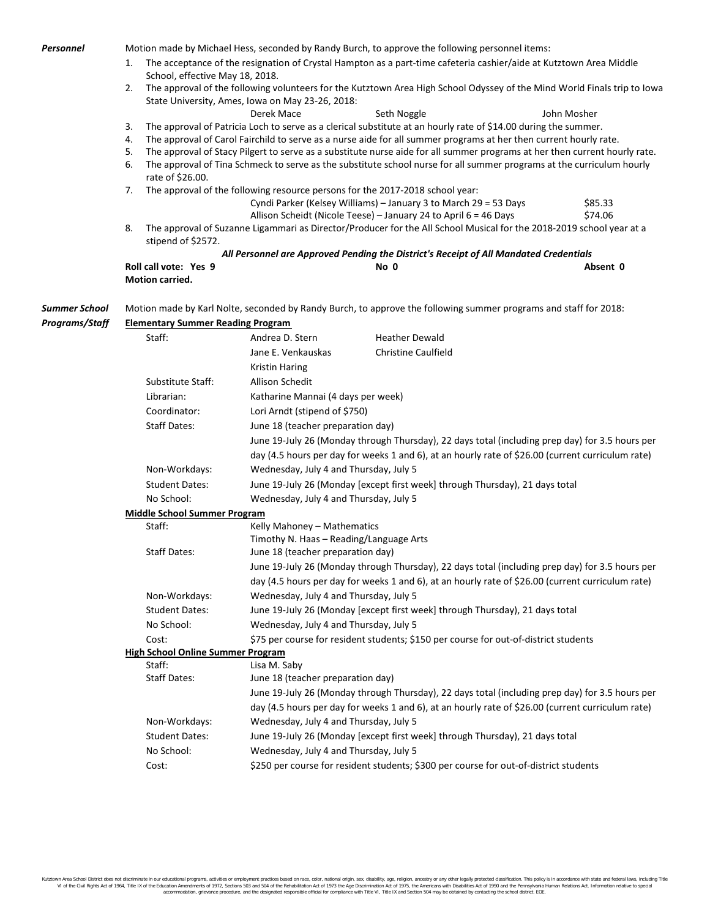***Personnel***

Motion made by Michael Hess, seconded by Randy Burch, to approve the following personnel items:

1. The acceptance of the resignation of Crystal Hampton as a part-time cafeteria cashier/aide at Kutztown Area Middle School, effective May 18, 2018.
2. The approval of the following volunteers for the Kutztown Area High School Odyssey of the Mind World Finals trip to Iowa State University, Ames, Iowa on May 23-26, 2018:

   Derek Mace | Seth Noggle | John Mosher

3. The approval of Patricia Loch to serve as a clerical substitute at an hourly rate of $14.00 during the summer.
4. The approval of Carol Fairchild to serve as a nurse aide for all summer programs at her then current hourly rate.
5. The approval of Stacy Pilgert to serve as a substitute nurse aide for all summer programs at her then current hourly rate.
6. The approval of Tina Schmeck to serve as the substitute school nurse for all summer programs at the curriculum hourly rate of $26.00.
7. The approval of the following resource persons for the 2017-2018 school year:

   | | |
   |---|---|
   | Cyndi Parker (Kelsey Williams) – January 3 to March 29 = 53 Days | $85.33 |
   | Allison Scheidt (Nicole Teese) – January 24 to April 6 = 46 Days | $74.06 |

8. The approval of Suzanne Ligammari as Director/Producer for the All School Musical for the 2018-2019 school year at a stipend of $2572.

***All Personnel are Approved Pending the District's Receipt of All Mandated Credentials***

**Roll call vote: Yes 9** | **No 0** | **Absent 0**

**Motion carried.**

***Summer School Programs/Staff***

Motion made by Karl Nolte, seconded by Randy Burch, to approve the following summer programs and staff for 2018:

**Elementary Summer Reading Program**

| | |
|---|---|
| Staff: | Andrea D. Stern, Heather Dewald, Jane E. Venkauskas, Christine Caulfield, Kristin Haring |
| Substitute Staff: | Allison Schedit |
| Librarian: | Katharine Mannai (4 days per week) |
| Coordinator: | Lori Arndt (stipend of $750) |
| Staff Dates: | June 18 (teacher preparation day) June 19-July 26 (Monday through Thursday), 22 days total (including prep day) for 3.5 hours per day (4.5 hours per day for weeks 1 and 6), at an hourly rate of $26.00 (current curriculum rate) |
| Non-Workdays: | Wednesday, July 4 and Thursday, July 5 |
| Student Dates: | June 19-July 26 (Monday [except first week] through Thursday), 21 days total |
| No School: | Wednesday, July 4 and Thursday, July 5 |

**Middle School Summer Program**

| | |
|---|---|
| Staff: | Kelly Mahoney – Mathematics<br>Timothy N. Haas – Reading/Language Arts |
| Staff Dates: | June 18 (teacher preparation day) June 19-July 26 (Monday through Thursday), 22 days total (including prep day) for 3.5 hours per day (4.5 hours per day for weeks 1 and 6), at an hourly rate of $26.00 (current curriculum rate) |
| Non-Workdays: | Wednesday, July 4 and Thursday, July 5 |
| Student Dates: | June 19-July 26 (Monday [except first week] through Thursday), 21 days total |
| No School: | Wednesday, July 4 and Thursday, July 5 |
| Cost: | $75 per course for resident students; $150 per course for out-of-district students |

**High School Online Summer Program**

| | |
|---|---|
| Staff: | Lisa M. Saby |
| Staff Dates: | June 18 (teacher preparation day) June 19-July 26 (Monday through Thursday), 22 days total (including prep day) for 3.5 hours per day (4.5 hours per day for weeks 1 and 6), at an hourly rate of $26.00 (current curriculum rate) |
| Non-Workdays: | Wednesday, July 4 and Thursday, July 5 |
| Student Dates: | June 19-July 26 (Monday [except first week] through Thursday), 21 days total |
| No School: | Wednesday, July 4 and Thursday, July 5 |
| Cost: | $250 per course for resident students; $300 per course for out-of-district students |

Kutztown Area School District does not discriminate in our educational programs, activities or employment practices based on race, color, national origin, sex, disability, age, religion, ancestry or any other legally protected classification. This policy is in accordance with state and federal laws, including Title VI of the Civil Rights Act of 1964, Title IX of the Education Amendments of 1972, Sections 503 and 504 of the Rehabilitation Act of 1973 the Age Discrimination Act of 1975, the Americans with Disabilities Act of 1990 and the Pennsylvania Human Relations Act. Information relative to special accommodation, grievance procedure, and the designated responsible official for compliance with Title VI, Title IX and Section 504 may be obtained by contacting the school district. EOE.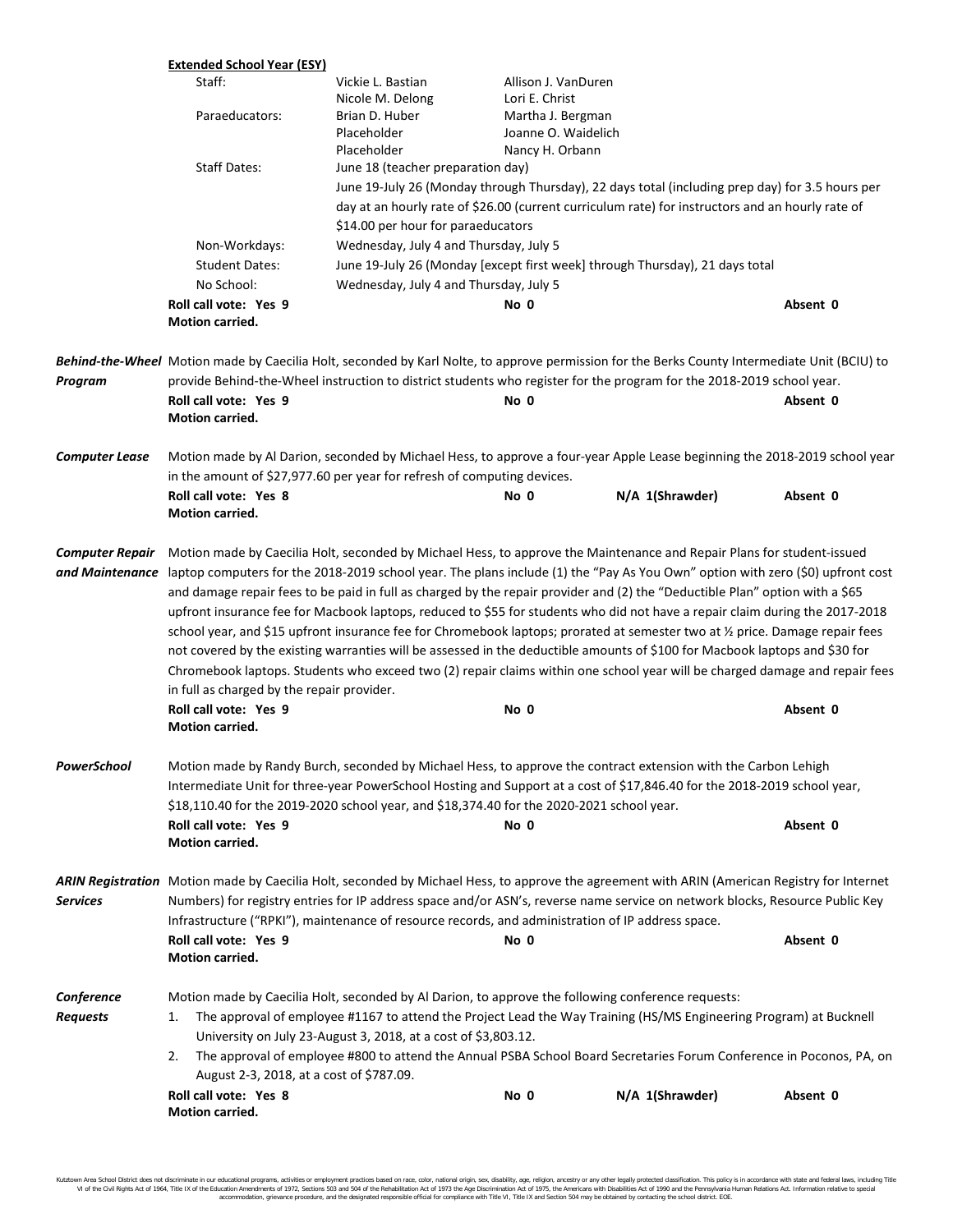**Extended School Year (ESY)**

| | | |
|---|---|---|
| Staff: | Vickie L. Bastian | Allison J. VanDuren |
| | Nicole M. Delong | Lori E. Christ |
| Paraeducators: | Brian D. Huber | Martha J. Bergman |
| | Placeholder | Joanne O. Waidelich |
| | Placeholder | Nancy H. Orbann |
| Staff Dates: | June 18 (teacher preparation day) | |
| | June 19-July 26 (Monday through Thursday), 22 days total (including prep day) for 3.5 hours per day at an hourly rate of $26.00 (current curriculum rate) for instructors and an hourly rate of $14.00 per hour for paraeducators | |
| Non-Workdays: | Wednesday, July 4 and Thursday, July 5 | |
| Student Dates: | June 19-July 26 (Monday [except first week] through Thursday), 21 days total | |
| No School: | Wednesday, July 4 and Thursday, July 5 | |

**Roll call vote: Yes 9** **No 0** **Absent 0**
**Motion carried.**

***Behind-the-Wheel Program*** Motion made by Caecilia Holt, seconded by Karl Nolte, to approve permission for the Berks County Intermediate Unit (BCIU) to provide Behind-the-Wheel instruction to district students who register for the program for the 2018-2019 school year.

**Roll call vote: Yes 9** **No 0** **Absent 0**
**Motion carried.**

***Computer Lease*** Motion made by Al Darion, seconded by Michael Hess, to approve a four-year Apple Lease beginning the 2018-2019 school year in the amount of $27,977.60 per year for refresh of computing devices.

**Roll call vote: Yes 8** **No 0** **N/A 1(Shrawder)** **Absent 0**
**Motion carried.**

***Computer Repair and Maintenance*** Motion made by Caecilia Holt, seconded by Michael Hess, to approve the Maintenance and Repair Plans for student-issued laptop computers for the 2018-2019 school year. The plans include (1) the "Pay As You Own" option with zero ($0) upfront cost and damage repair fees to be paid in full as charged by the repair provider and (2) the "Deductible Plan" option with a $65 upfront insurance fee for Macbook laptops, reduced to $55 for students who did not have a repair claim during the 2017-2018 school year, and $15 upfront insurance fee for Chromebook laptops; prorated at semester two at ½ price. Damage repair fees not covered by the existing warranties will be assessed in the deductible amounts of $100 for Macbook laptops and $30 for Chromebook laptops. Students who exceed two (2) repair claims within one school year will be charged damage and repair fees in full as charged by the repair provider.

**Roll call vote: Yes 9** **No 0** **Absent 0**
**Motion carried.**

***PowerSchool*** Motion made by Randy Burch, seconded by Michael Hess, to approve the contract extension with the Carbon Lehigh Intermediate Unit for three-year PowerSchool Hosting and Support at a cost of $17,846.40 for the 2018-2019 school year, $18,110.40 for the 2019-2020 school year, and $18,374.40 for the 2020-2021 school year.

**Roll call vote: Yes 9** **No 0** **Absent 0**
**Motion carried.**

***ARIN Registration Services*** Motion made by Caecilia Holt, seconded by Michael Hess, to approve the agreement with ARIN (American Registry for Internet Numbers) for registry entries for IP address space and/or ASN's, reverse name service on network blocks, Resource Public Key Infrastructure ("RPKI"), maintenance of resource records, and administration of IP address space.

**Roll call vote: Yes 9** **No 0** **Absent 0**
**Motion carried.**

***Conference Requests*** Motion made by Caecilia Holt, seconded by Al Darion, to approve the following conference requests:

1. The approval of employee #1167 to attend the Project Lead the Way Training (HS/MS Engineering Program) at Bucknell University on July 23-August 3, 2018, at a cost of $3,803.12.
2. The approval of employee #800 to attend the Annual PSBA School Board Secretaries Forum Conference in Poconos, PA, on August 2-3, 2018, at a cost of $787.09.

**Roll call vote: Yes 8** **No 0** **N/A 1(Shrawder)** **Absent 0**
**Motion carried.**

Kutztown Area School District does not discriminate in our educational programs, activities or employment practices based on race, color, national origin, sex, disability, age, religion, ancestry or any other legally protected classification. This policy is in accordance with state and federal laws, including Title VI of the Civil Rights Act of 1964, Title IX of the Education Amendments of 1972, Sections 503 and 504 of the Rehabilitation Act of 1973 the Age Discrimination Act of 1975, the Americans with Disabilities Act of 1990 and the Pennsylvania Human Relations Act. Information relative to special accommodation, grievance procedure, and the designated responsible official for compliance with Title VI, Title IX and Section 504 may be obtained by contacting the school district. EOE.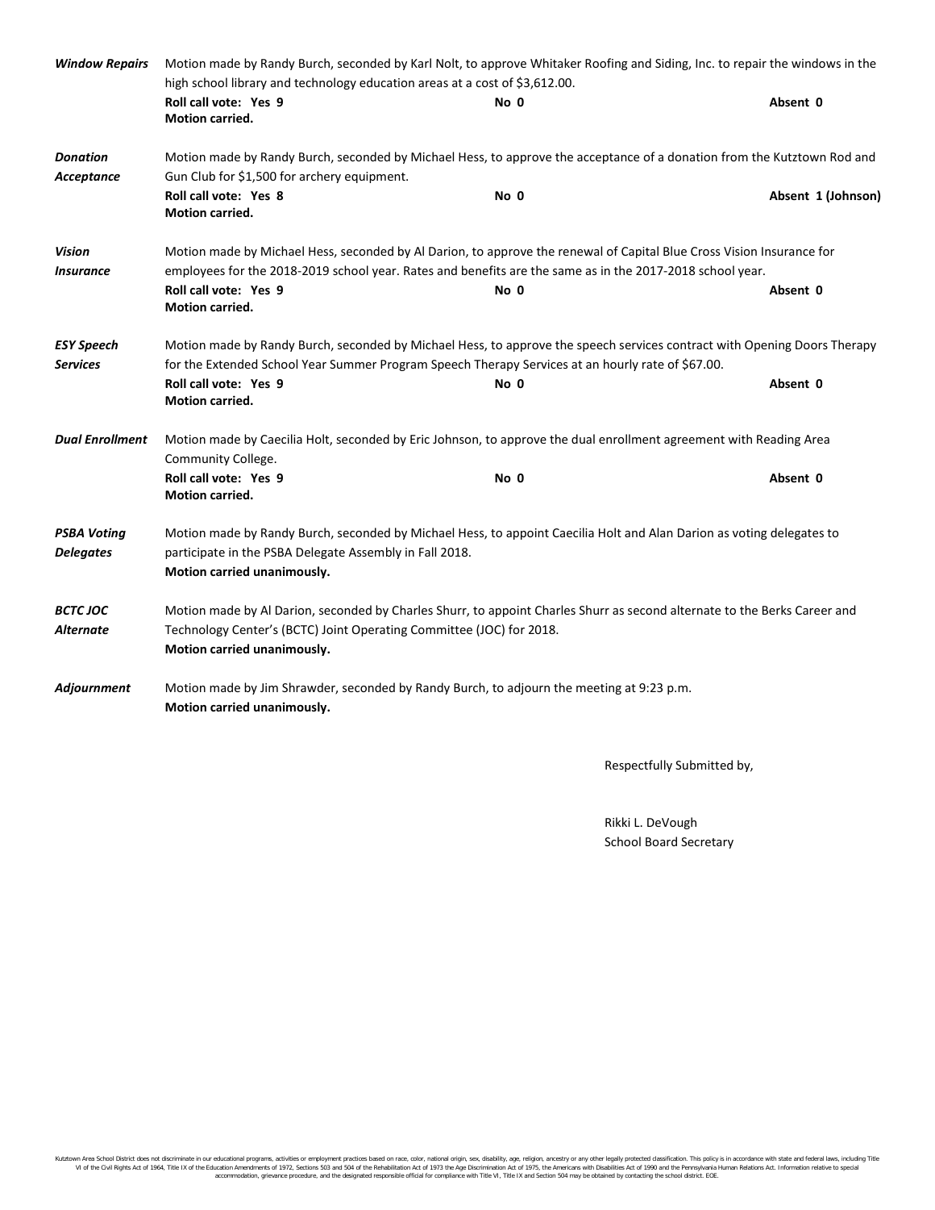***Window Repairs*** Motion made by Randy Burch, seconded by Karl Nolt, to approve Whitaker Roofing and Siding, Inc. to repair the windows in the high school library and technology education areas at a cost of $3,612.00.

**Roll call vote: Yes 9** **No 0** **Absent 0**
**Motion carried.**

***Donation Acceptance*** Motion made by Randy Burch, seconded by Michael Hess, to approve the acceptance of a donation from the Kutztown Rod and Gun Club for $1,500 for archery equipment.

**Roll call vote: Yes 8** **No 0** **Absent 1 (Johnson)**
**Motion carried.**

***Vision Insurance*** Motion made by Michael Hess, seconded by Al Darion, to approve the renewal of Capital Blue Cross Vision Insurance for employees for the 2018-2019 school year. Rates and benefits are the same as in the 2017-2018 school year.

**Roll call vote: Yes 9** **No 0** **Absent 0**
**Motion carried.**

***ESY Speech Services*** Motion made by Randy Burch, seconded by Michael Hess, to approve the speech services contract with Opening Doors Therapy for the Extended School Year Summer Program Speech Therapy Services at an hourly rate of $67.00.

**Roll call vote: Yes 9** **No 0** **Absent 0**
**Motion carried.**

***Dual Enrollment*** Motion made by Caecilia Holt, seconded by Eric Johnson, to approve the dual enrollment agreement with Reading Area Community College.

**Roll call vote: Yes 9** **No 0** **Absent 0**
**Motion carried.**

***PSBA Voting Delegates*** Motion made by Randy Burch, seconded by Michael Hess, to appoint Caecilia Holt and Alan Darion as voting delegates to participate in the PSBA Delegate Assembly in Fall 2018.

**Motion carried unanimously.**

***BCTC JOC Alternate*** Motion made by Al Darion, seconded by Charles Shurr, to appoint Charles Shurr as second alternate to the Berks Career and Technology Center's (BCTC) Joint Operating Committee (JOC) for 2018.

**Motion carried unanimously.**

***Adjournment*** Motion made by Jim Shrawder, seconded by Randy Burch, to adjourn the meeting at 9:23 p.m.

**Motion carried unanimously.**

Respectfully Submitted by,

Rikki L. DeVough
School Board Secretary

Kutztown Area School District does not discriminate in our educational programs, activities or employment practices based on race, color, national origin, sex, disability, age, religion, ancestry or any other legally protected classification. This policy is in accordance with state and federal laws, including Title VI of the Civil Rights Act of 1964, Title IX of the Education Amendments of 1972, Sections 503 and 504 of the Rehabilitation Act of 1973 the Age Discrimination Act of 1975, the Americans with Disabilities Act of 1990 and the Pennsylvania Human Relations Act. Information relative to special accommodation, grievance procedure, and the designated responsible official for compliance with Title VI, Title IX and Section 504 may be obtained by contacting the school district. EOE.